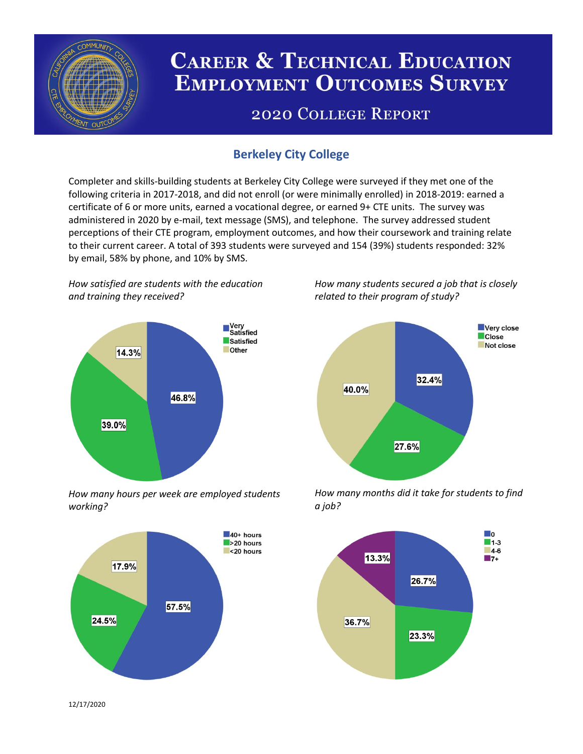# Career & Technical Education Employment Outcomes Survey

## 2020 College Report

### Berkeley City College

Completer and skills-building students at Berkeley City College were surveyed if they met one of the following criteria in 2017-2018, and did not enroll (or were minimally enrolled) in 2018-2019: earned a certificate of 6 or more units, earned a vocational degree, or earned 9+ CTE units. The survey was administered in 2020 by e-mail, text message (SMS), and telephone. The survey addressed student perceptions of their CTE program, employment outcomes, and how their coursework and training relate to their current career. A total of 393 students were surveyed and 154 (39%) students responded: 32% by email, 58% by phone, and 10% by SMS.

*How satisfied are students with the education and training they received?*

| Response | Percent |
|---|---|
| Very Satisfied | 46.8% |
| Satisfied | 39.0% |
| Other | 14.3% |

*How many students secured a job that is closely related to their program of study?*

| Response | Percent |
|---|---|
| Very close | 32.4% |
| Close | 27.6% |
| Not close | 40.0% |

*How many hours per week are employed students working?*

| Response | Percent |
|---|---|
| 40+ hours | 57.5% |
| >20 hours | 24.5% |
| <20 hours | 17.9% |

*How many months did it take for students to find a job?*

| Response | Percent |
|---|---|
| 0 | 26.7% |
| 1-3 | 23.3% |
| 4-6 | 36.7% |
| 7+ | 13.3% |

12/17/2020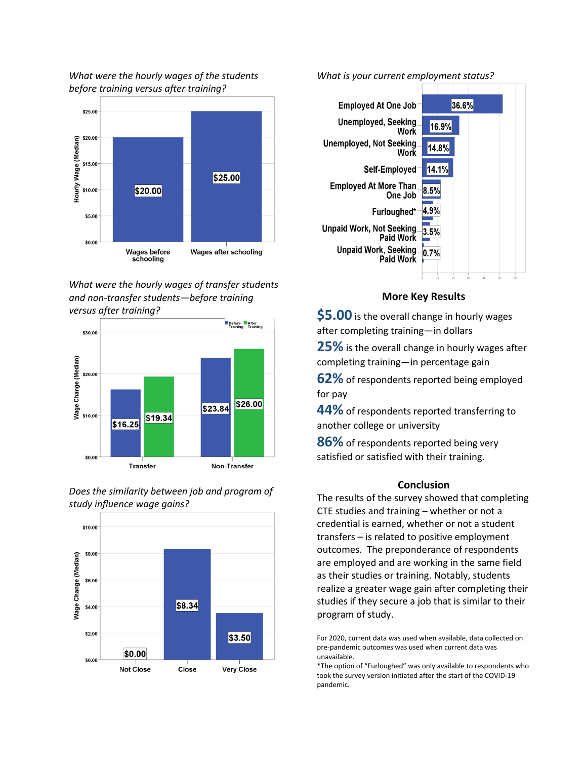*What were the hourly wages of the students before training versus after training?*

Hourly Wage (Median)

$25.00
$20.00
$15.00
$10.00
$5.00
$0.00

$20.00
$25.00

Wages before schooling
Wages after schooling

*What were the hourly wages of transfer students and non-transfer students—before training versus after training?*

Before Training
After Training

Wage Change (Median)

$30.00
$20.00
$10.00
$0.00

$16.25
$19.34
$23.84
$26.00

Transfer
Non-Transfer

*Does the similarity between job and program of study influence wage gains?*

Wage Change (Median)

$10.00
$8.00
$6.00
$4.00
$2.00
$0.00

$0.00
$8.34
$3.50

Not Close
Close
Very Close

*What is your current employment status?*

Employed At One Job 36.6%
Unemployed, Seeking Work 16.9%
Unemployed, Not Seeking Work 14.8%
Self-Employed 14.1%
Employed At More Than One Job 8.5%
Furloughed* 4.9%
Unpaid Work, Not Seeking Paid Work 3.5%
Unpaid Work, Seeking Paid Work 0.7%

0 10 20 30 40 50 60

### More Key Results

**$5.00** is the overall change in hourly wages after completing training—in dollars

**25%** is the overall change in hourly wages after completing training—in percentage gain

**62%** of respondents reported being employed for pay

**44%** of respondents reported transferring to another college or university

**86%** of respondents reported being very satisfied or satisfied with their training.

### Conclusion

The results of the survey showed that completing CTE studies and training – whether or not a credential is earned, whether or not a student transfers – is related to positive employment outcomes. The preponderance of respondents are employed and are working in the same field as their studies or training. Notably, students realize a greater wage gain after completing their studies if they secure a job that is similar to their program of study.

For 2020, current data was used when available, data collected on pre-pandemic outcomes was used when current data was unavailable.
*The option of "Furloughed" was only available to respondents who took the survey version initiated after the start of the COVID-19 pandemic.